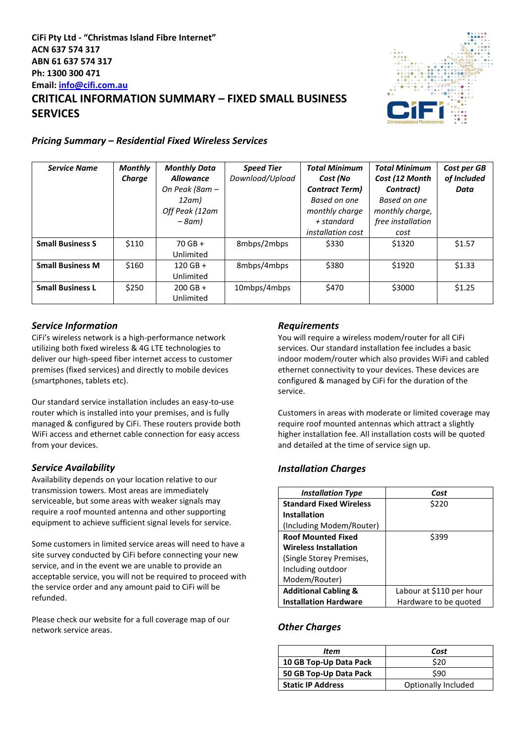**CiFi Pty Ltd - "Christmas Island Fibre Internet"**
**ACN 637 574 317**
**ABN 61 637 574 317**
**Ph: 1300 300 471**
**Email: info@cifi.com.au**

# CRITICAL INFORMATION SUMMARY – FIXED SMALL BUSINESS SERVICES

## *Pricing Summary – Residential Fixed Wireless Services*

| ***Service Name*** | ***Monthly Charge*** | ***Monthly Data Allowance*** *On Peak (8am – 12am) Off Peak (12am – 8am)* | ***Speed Tier*** *Download/Upload* | ***Total Minimum Cost (No Contract Term)*** *Based on one monthly charge + standard installation cost* | ***Total Minimum Cost (12 Month Contract)*** *Based on one monthly charge, free installation cost* | ***Cost per GB of Included Data*** |
|---|---|---|---|---|---|---|
| **Small Business S** | $110 | 70 GB + Unlimited | 8mbps/2mbps | $330 | $1320 | $1.57 |
| **Small Business M** | $160 | 120 GB + Unlimited | 8mbps/4mbps | $380 | $1920 | $1.33 |
| **Small Business L** | $250 | 200 GB + Unlimited | 10mbps/4mbps | $470 | $3000 | $1.25 |

### *Service Information*

CiFi's wireless network is a high-performance network utilizing both fixed wireless & 4G LTE technologies to deliver our high-speed fiber internet access to customer premises (fixed services) and directly to mobile devices (smartphones, tablets etc).

Our standard service installation includes an easy-to-use router which is installed into your premises, and is fully managed & configured by CiFi. These routers provide both WiFi access and ethernet cable connection for easy access from your devices.

### *Service Availability*

Availability depends on your location relative to our transmission towers. Most areas are immediately serviceable, but some areas with weaker signals may require a roof mounted antenna and other supporting equipment to achieve sufficient signal levels for service.

Some customers in limited service areas will need to have a site survey conducted by CiFi before connecting your new service, and in the event we are unable to provide an acceptable service, you will not be required to proceed with the service order and any amount paid to CiFi will be refunded.

Please check our website for a full coverage map of our network service areas.

### *Requirements*

You will require a wireless modem/router for all CiFi services. Our standard installation fee includes a basic indoor modem/router which also provides WiFi and cabled ethernet connectivity to your devices. These devices are configured & managed by CiFi for the duration of the service.

Customers in areas with moderate or limited coverage may require roof mounted antennas which attract a slightly higher installation fee. All installation costs will be quoted and detailed at the time of service sign up.

### *Installation Charges*

| *Installation Type* | *Cost* |
|---|---|
| **Standard Fixed Wireless Installation** (Including Modem/Router) | $220 |
| **Roof Mounted Fixed Wireless Installation** (Single Storey Premises, Including outdoor Modem/Router) | $399 |
| **Additional Cabling & Installation Hardware** | Labour at $110 per hour Hardware to be quoted |

### *Other Charges*

| *Item* | *Cost* |
|---|---|
| **10 GB Top-Up Data Pack** | $20 |
| **50 GB Top-Up Data Pack** | $90 |
| **Static IP Address** | Optionally Included |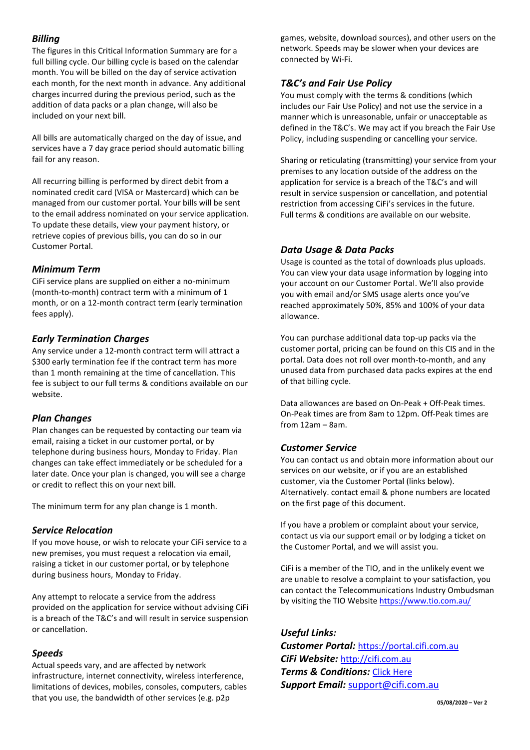## *Billing*

The figures in this Critical Information Summary are for a full billing cycle. Our billing cycle is based on the calendar month. You will be billed on the day of service activation each month, for the next month in advance. Any additional charges incurred during the previous period, such as the addition of data packs or a plan change, will also be included on your next bill.

All bills are automatically charged on the day of issue, and services have a 7 day grace period should automatic billing fail for any reason.

All recurring billing is performed by direct debit from a nominated credit card (VISA or Mastercard) which can be managed from our customer portal. Your bills will be sent to the email address nominated on your service application. To update these details, view your payment history, or retrieve copies of previous bills, you can do so in our Customer Portal.

## *Minimum Term*

CiFi service plans are supplied on either a no-minimum (month-to-month) contract term with a minimum of 1 month, or on a 12-month contract term (early termination fees apply).

## *Early Termination Charges*

Any service under a 12-month contract term will attract a $300 early termination fee if the contract term has more than 1 month remaining at the time of cancellation. This fee is subject to our full terms & conditions available on our website.

## *Plan Changes*

Plan changes can be requested by contacting our team via email, raising a ticket in our customer portal, or by telephone during business hours, Monday to Friday. Plan changes can take effect immediately or be scheduled for a later date. Once your plan is changed, you will see a charge or credit to reflect this on your next bill.

The minimum term for any plan change is 1 month.

## *Service Relocation*

If you move house, or wish to relocate your CiFi service to a new premises, you must request a relocation via email, raising a ticket in our customer portal, or by telephone during business hours, Monday to Friday.

Any attempt to relocate a service from the address provided on the application for service without advising CiFi is a breach of the T&C's and will result in service suspension or cancellation.

## *Speeds*

Actual speeds vary, and are affected by network infrastructure, internet connectivity, wireless interference, limitations of devices, mobiles, consoles, computers, cables that you use, the bandwidth of other services (e.g. p2p games, website, download sources), and other users on the network. Speeds may be slower when your devices are connected by Wi-Fi.

## *T&C's and Fair Use Policy*

You must comply with the terms & conditions (which includes our Fair Use Policy) and not use the service in a manner which is unreasonable, unfair or unacceptable as defined in the T&C's. We may act if you breach the Fair Use Policy, including suspending or cancelling your service.

Sharing or reticulating (transmitting) your service from your premises to any location outside of the address on the application for service is a breach of the T&C's and will result in service suspension or cancellation, and potential restriction from accessing CiFi's services in the future. Full terms & conditions are available on our website.

## *Data Usage & Data Packs*

Usage is counted as the total of downloads plus uploads. You can view your data usage information by logging into your account on our Customer Portal. We'll also provide you with email and/or SMS usage alerts once you've reached approximately 50%, 85% and 100% of your data allowance.

You can purchase additional data top-up packs via the customer portal, pricing can be found on this CIS and in the portal. Data does not roll over month-to-month, and any unused data from purchased data packs expires at the end of that billing cycle.

Data allowances are based on On-Peak + Off-Peak times. On-Peak times are from 8am to 12pm. Off-Peak times are from 12am – 8am.

## *Customer Service*

You can contact us and obtain more information about our services on our website, or if you are an established customer, via the Customer Portal (links below). Alternatively. contact email & phone numbers are located on the first page of this document.

If you have a problem or complaint about your service, contact us via our support email or by lodging a ticket on the Customer Portal, and we will assist you.

CiFi is a member of the TIO, and in the unlikely event we are unable to resolve a complaint to your satisfaction, you can contact the Telecommunications Industry Ombudsman by visiting the TIO Website https://www.tio.com.au/

## *Useful Links:*

***Customer Portal:*** https://portal.cifi.com.au
***CiFi Website:*** http://cifi.com.au
***Terms & Conditions:*** Click Here
***Support Email:*** support@cifi.com.au

**05/08/2020 – Ver 2**